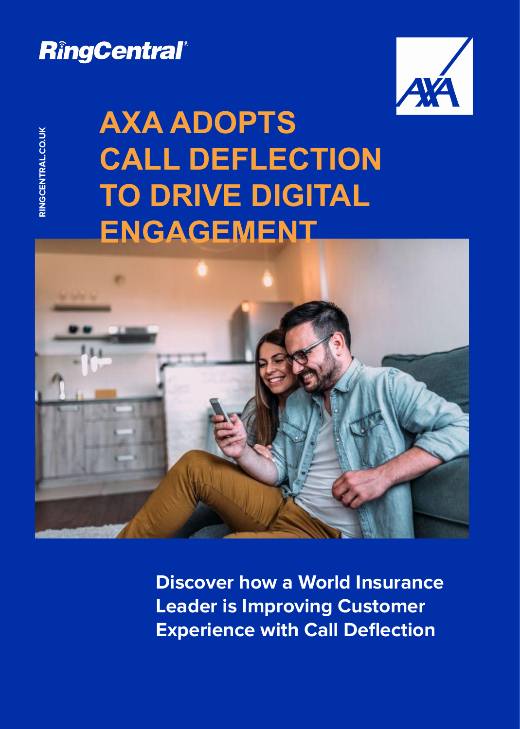RingCentral®

RINGCENTRAL.CO.UK

# AXA ADOPTS CALL DEFLECTION TO DRIVE DIGITAL ENGAGEMENT

**Discover how a World Insurance Leader is Improving Customer Experience with Call Deflection**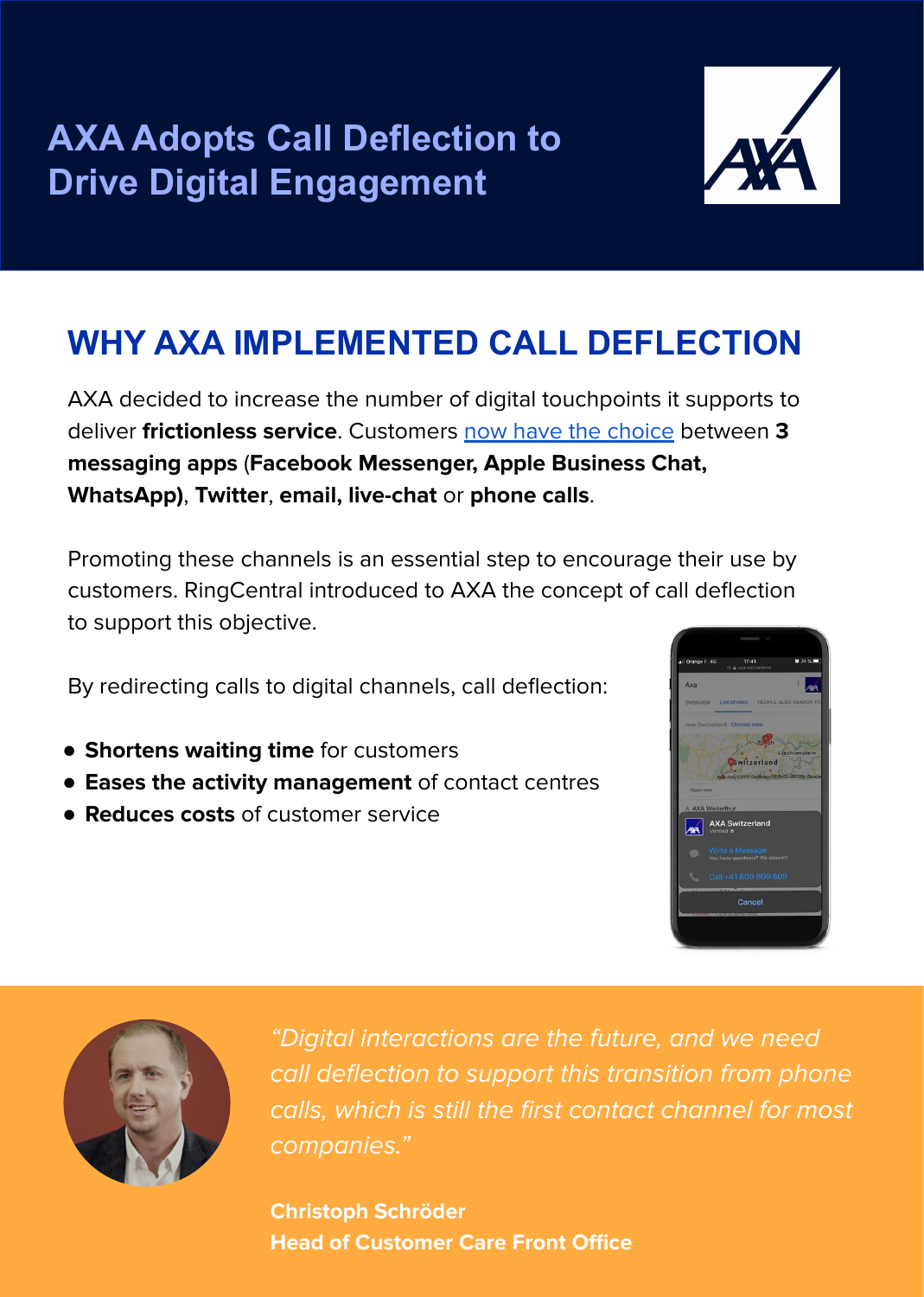# AXA Adopts Call Deflection to Drive Digital Engagement

## WHY AXA IMPLEMENTED CALL DEFLECTION

AXA decided to increase the number of digital touchpoints it supports to deliver **frictionless service**. Customers now have the choice between **3 messaging apps** (**Facebook Messenger, Apple Business Chat, WhatsApp)**, **Twitter**, **email, live-chat** or **phone calls**.

Promoting these channels is an essential step to encourage their use by customers. RingCentral introduced to AXA the concept of call deflection to support this objective.

By redirecting calls to digital channels, call deflection:

- **Shortens waiting time** for customers
- **Eases the activity management** of contact centres
- **Reduces costs** of customer service

*"Digital interactions are the future, and we need call deflection to support this transition from phone calls, which is still the first contact channel for most companies."*

**Christoph Schröder**
**Head of Customer Care Front Office**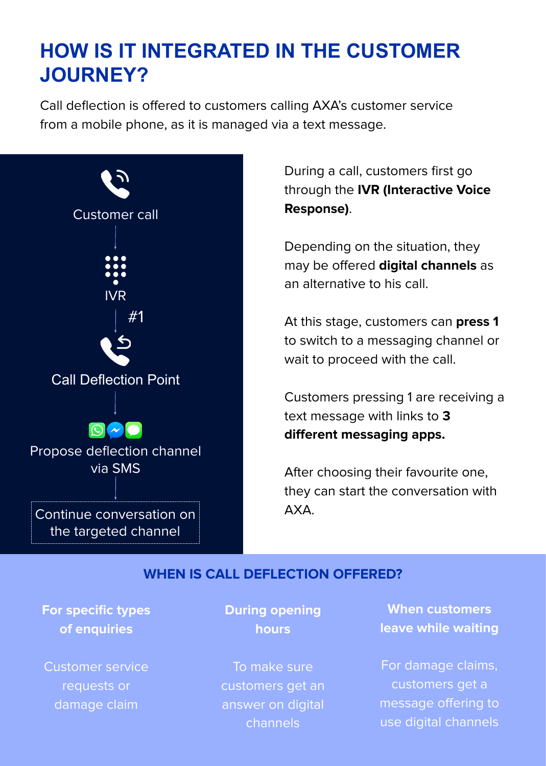# HOW IS IT INTEGRATED IN THE CUSTOMER JOURNEY?

Call deflection is offered to customers calling AXA's customer service from a mobile phone, as it is managed via a text message.

Customer call

↓

IVR

#1 ↓

Call Deflection Point

↓

Propose deflection channel via SMS

↓

Continue conversation on the targeted channel

During a call, customers first go through the **IVR (Interactive Voice Response)**.

Depending on the situation, they may be offered **digital channels** as an alternative to his call.

At this stage, customers can **press 1** to switch to a messaging channel or wait to proceed with the call.

Customers pressing 1 are receiving a text message with links to **3 different messaging apps.**

After choosing their favourite one, they can start the conversation with AXA.

## WHEN IS CALL DEFLECTION OFFERED?

**For specific types of enquiries**

Customer service requests or damage claim

**During opening hours**

To make sure customers get an answer on digital channels

**When customers leave while waiting**

For damage claims, customers get a message offering to use digital channels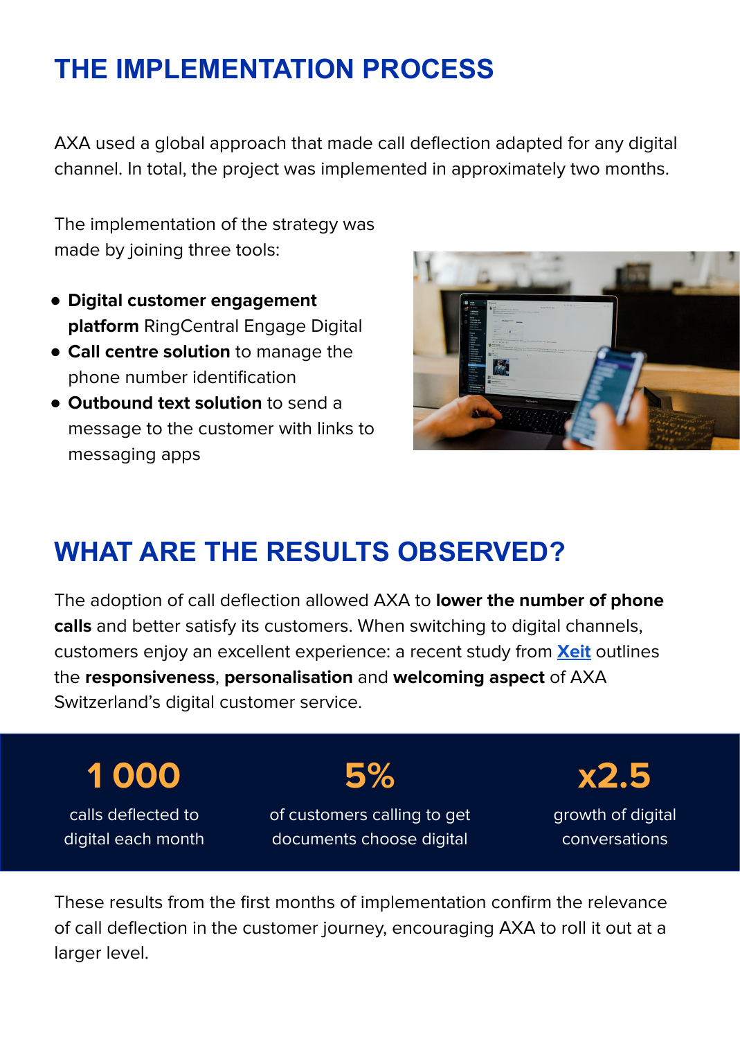## THE IMPLEMENTATION PROCESS

AXA used a global approach that made call deflection adapted for any digital channel. In total, the project was implemented in approximately two months.

The implementation of the strategy was made by joining three tools:

- **Digital customer engagement platform** RingCentral Engage Digital
- **Call centre solution** to manage the phone number identification
- **Outbound text solution** to send a message to the customer with links to messaging apps

## WHAT ARE THE RESULTS OBSERVED?

The adoption of call deflection allowed AXA to **lower the number of phone calls** and better satisfy its customers. When switching to digital channels, customers enjoy an excellent experience: a recent study from **Xeit** outlines the **responsiveness**, **personalisation** and **welcoming aspect** of AXA Switzerland's digital customer service.

**1 000**
calls deflected to digital each month

**5%**
of customers calling to get documents choose digital

**x2.5**
growth of digital conversations

These results from the first months of implementation confirm the relevance of call deflection in the customer journey, encouraging AXA to roll it out at a larger level.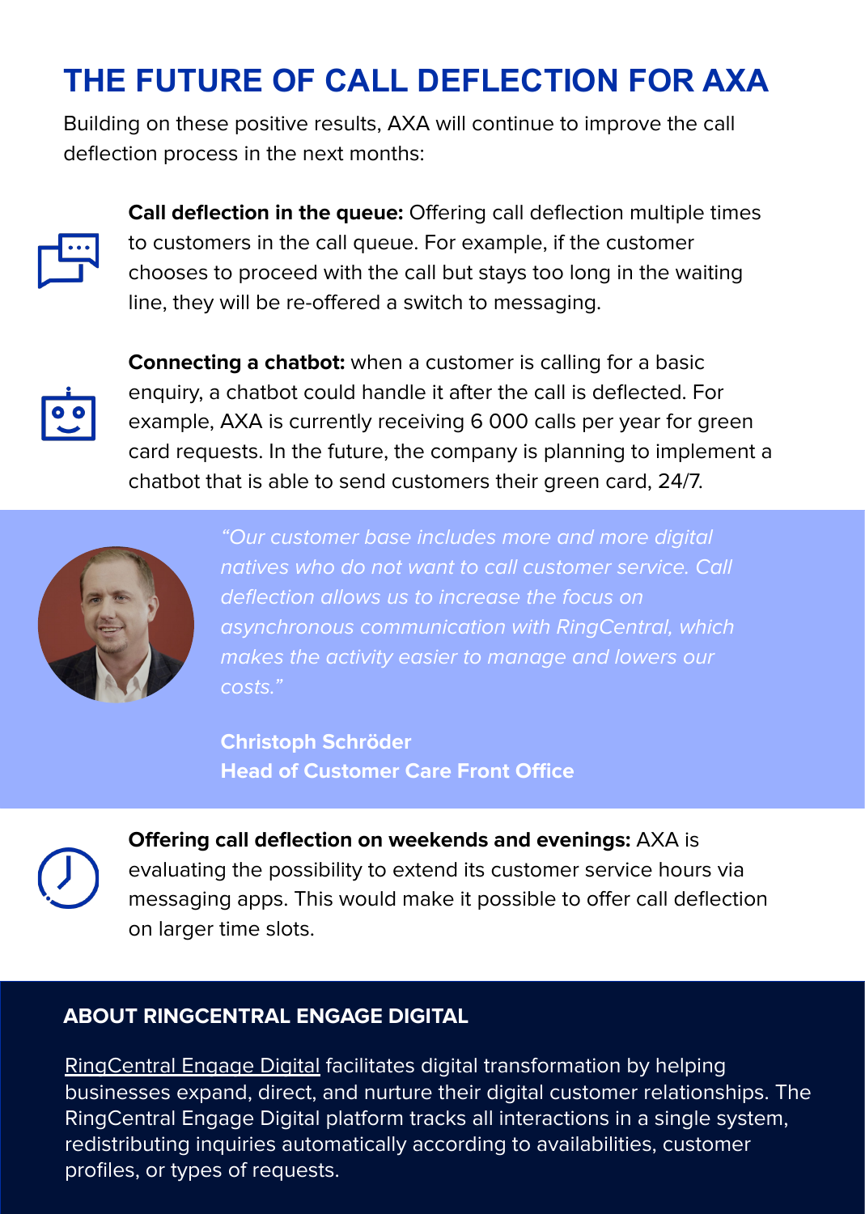# THE FUTURE OF CALL DEFLECTION FOR AXA

Building on these positive results, AXA will continue to improve the call deflection process in the next months:

**Call deflection in the queue:** Offering call deflection multiple times to customers in the call queue. For example, if the customer chooses to proceed with the call but stays too long in the waiting line, they will be re-offered a switch to messaging.

**Connecting a chatbot:** when a customer is calling for a basic enquiry, a chatbot could handle it after the call is deflected. For example, AXA is currently receiving 6 000 calls per year for green card requests. In the future, the company is planning to implement a chatbot that is able to send customers their green card, 24/7.

*"Our customer base includes more and more digital natives who do not want to call customer service. Call deflection allows us to increase the focus on asynchronous communication with RingCentral, which makes the activity easier to manage and lowers our costs."*

**Christoph Schröder**
**Head of Customer Care Front Office**

**Offering call deflection on weekends and evenings:** AXA is evaluating the possibility to extend its customer service hours via messaging apps. This would make it possible to offer call deflection on larger time slots.

## ABOUT RINGCENTRAL ENGAGE DIGITAL

RingCentral Engage Digital facilitates digital transformation by helping businesses expand, direct, and nurture their digital customer relationships. The RingCentral Engage Digital platform tracks all interactions in a single system, redistributing inquiries automatically according to availabilities, customer profiles, or types of requests.